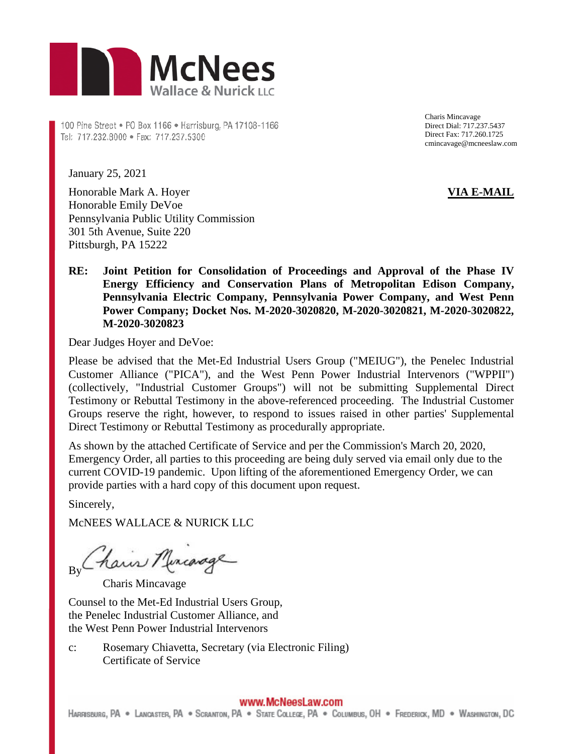McNees Wallace & Nurick LLC

100 Pine Street • PO Box 1166 • Harrisburg, PA 17108-1166
Tel: 717.232.8000 • Fax: 717.237.5300

Charis Mincavage
Direct Dial: 717.237.5437
Direct Fax: 717.260.1725
cmincavage@mcneeslaw.com

January 25, 2021

Honorable Mark A. Hoyer
Honorable Emily DeVoe
Pennsylvania Public Utility Commission
301 5th Avenue, Suite 220
Pittsburgh, PA 15222

**VIA E-MAIL**

**RE: Joint Petition for Consolidation of Proceedings and Approval of the Phase IV Energy Efficiency and Conservation Plans of Metropolitan Edison Company, Pennsylvania Electric Company, Pennsylvania Power Company, and West Penn Power Company; Docket Nos. M-2020-3020820, M-2020-3020821, M-2020-3020822, M-2020-3020823**

Dear Judges Hoyer and DeVoe:

Please be advised that the Met-Ed Industrial Users Group ("MEIUG"), the Penelec Industrial Customer Alliance ("PICA"), and the West Penn Power Industrial Intervenors ("WPPII") (collectively, "Industrial Customer Groups") will not be submitting Supplemental Direct Testimony or Rebuttal Testimony in the above-referenced proceeding. The Industrial Customer Groups reserve the right, however, to respond to issues raised in other parties' Supplemental Direct Testimony or Rebuttal Testimony as procedurally appropriate.

As shown by the attached Certificate of Service and per the Commission's March 20, 2020, Emergency Order, all parties to this proceeding are being duly served via email only due to the current COVID-19 pandemic. Upon lifting of the aforementioned Emergency Order, we can provide parties with a hard copy of this document upon request.

Sincerely,

McNEES WALLACE & NURICK LLC

By *Charis Mincavage*

Charis Mincavage

Counsel to the Met-Ed Industrial Users Group, the Penelec Industrial Customer Alliance, and the West Penn Power Industrial Intervenors

c: Rosemary Chiavetta, Secretary (via Electronic Filing)
Certificate of Service

www.McNeesLaw.com

Harrisburg, PA • Lancaster, PA • Scranton, PA • State College, PA • Columbus, OH • Frederick, MD • Washington, DC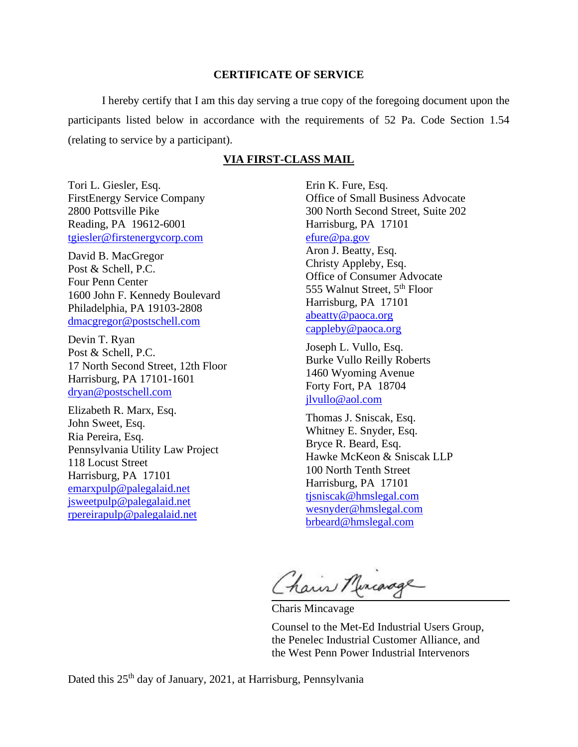**CERTIFICATE OF SERVICE**

I hereby certify that I am this day serving a true copy of the foregoing document upon the participants listed below in accordance with the requirements of 52 Pa. Code Section 1.54 (relating to service by a participant).

**VIA FIRST-CLASS MAIL**

Tori L. Giesler, Esq.
FirstEnergy Service Company
2800 Pottsville Pike
Reading, PA 19612-6001
tgiesler@firstenergycorp.com

David B. MacGregor
Post & Schell, P.C.
Four Penn Center
1600 John F. Kennedy Boulevard
Philadelphia, PA 19103-2808
dmacgregor@postschell.com

Devin T. Ryan
Post & Schell, P.C.
17 North Second Street, 12th Floor
Harrisburg, PA 17101-1601
dryan@postschell.com

Elizabeth R. Marx, Esq.
John Sweet, Esq.
Ria Pereira, Esq.
Pennsylvania Utility Law Project
118 Locust Street
Harrisburg, PA 17101
emarxpulp@palegalaid.net
jsweetpulp@palegalaid.net
rpereirapulp@palegalaid.net

Erin K. Fure, Esq.
Office of Small Business Advocate
300 North Second Street, Suite 202
Harrisburg, PA 17101
efure@pa.gov

Aron J. Beatty, Esq.
Christy Appleby, Esq.
Office of Consumer Advocate
555 Walnut Street, 5th Floor
Harrisburg, PA 17101
abeatty@paoca.org
cappleby@paoca.org

Joseph L. Vullo, Esq.
Burke Vullo Reilly Roberts
1460 Wyoming Avenue
Forty Fort, PA 18704
jlvullo@aol.com

Thomas J. Sniscak, Esq.
Whitney E. Snyder, Esq.
Bryce R. Beard, Esq.
Hawke McKeon & Sniscak LLP
100 North Tenth Street
Harrisburg, PA 17101
tjsniscak@hmslegal.com
wesnyder@hmslegal.com
brbeard@hmslegal.com

Charis Mincavage

Counsel to the Met-Ed Industrial Users Group, the Penelec Industrial Customer Alliance, and the West Penn Power Industrial Intervenors

Dated this 25th day of January, 2021, at Harrisburg, Pennsylvania